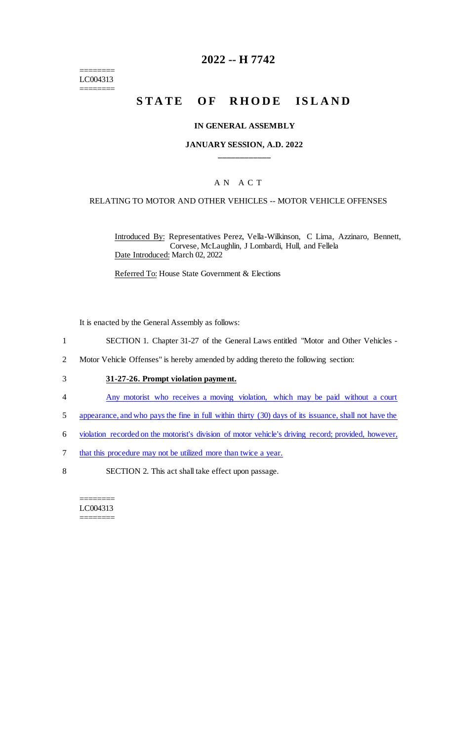========
LC004313
========

# 2022 -- H 7742

# STATE OF RHODE ISLAND

### IN GENERAL ASSEMBLY

### JANUARY SESSION, A.D. 2022

\_\_\_\_\_\_\_\_\_\_\_\_

A N A C T

RELATING TO MOTOR AND OTHER VEHICLES -- MOTOR VEHICLE OFFENSES

Introduced By: Representatives Perez, Vella-Wilkinson, C Lima, Azzinaro, Bennett, Corvese, McLaughlin, J Lombardi, Hull, and Fellela

Date Introduced: March 02, 2022

Referred To: House State Government & Elections

It is enacted by the General Assembly as follows:

1 SECTION 1. Chapter 31-27 of the General Laws entitled "Motor and Other Vehicles -
2 Motor Vehicle Offenses" is hereby amended by adding thereto the following section:

3 **31-27-26. Prompt violation payment.**

4 Any motorist who receives a moving violation, which may be paid without a court
5 appearance, and who pays the fine in full within thirty (30) days of its issuance, shall not have the
6 violation recorded on the motorist's division of motor vehicle's driving record; provided, however,
7 that this procedure may not be utilized more than twice a year.

8 SECTION 2. This act shall take effect upon passage.

========
LC004313
========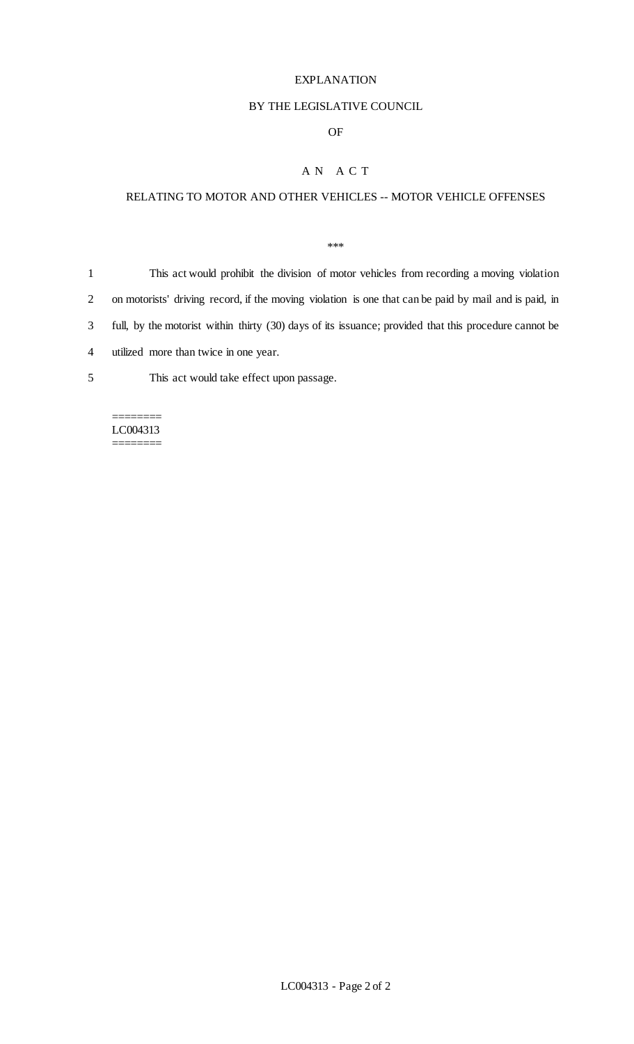EXPLANATION

BY THE LEGISLATIVE COUNCIL

OF

# A N A C T

RELATING TO MOTOR AND OTHER VEHICLES -- MOTOR VEHICLE OFFENSES

***

1 This act would prohibit the division of motor vehicles from recording a moving violation
2 on motorists' driving record, if the moving violation is one that can be paid by mail and is paid, in
3 full, by the motorist within thirty (30) days of its issuance; provided that this procedure cannot be
4 utilized more than twice in one year.
5 This act would take effect upon passage.

========
LC004313
========